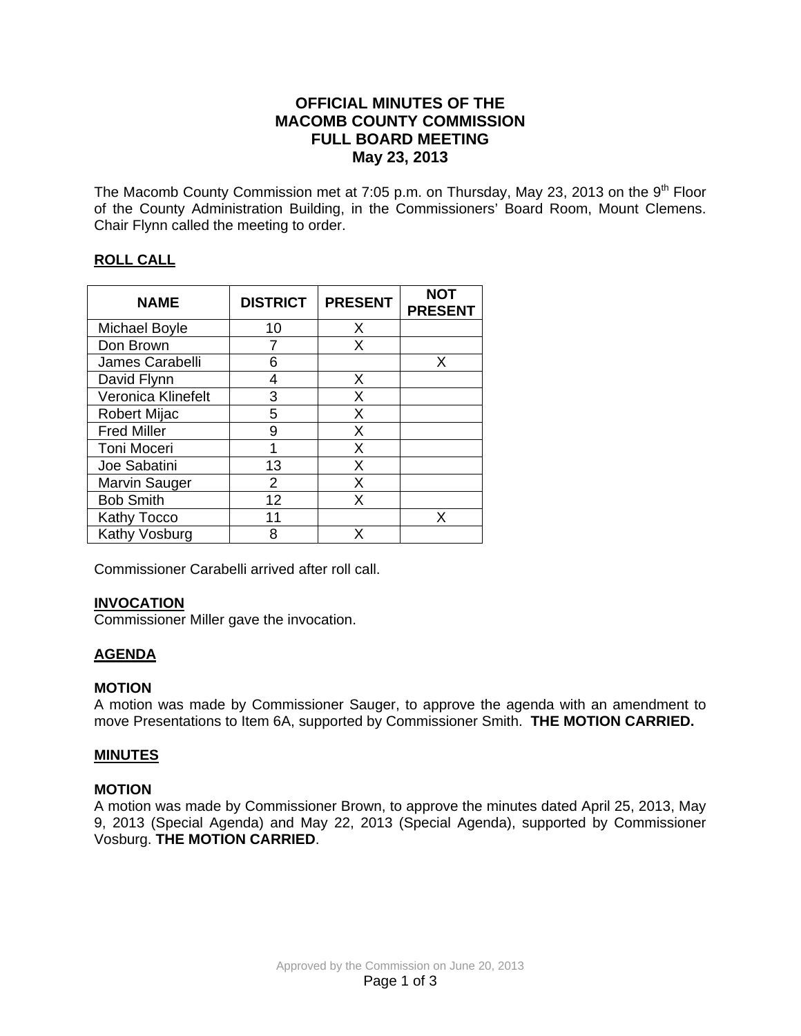# OFFICIAL MINUTES OF THE MACOMB COUNTY COMMISSION FULL BOARD MEETING May 23, 2013

The Macomb County Commission met at 7:05 p.m. on Thursday, May 23, 2013 on the 9th Floor of the County Administration Building, in the Commissioners' Board Room, Mount Clemens. Chair Flynn called the meeting to order.

## ROLL CALL

| NAME | DISTRICT | PRESENT | NOT PRESENT |
|---|---|---|---|
| Michael Boyle | 10 | X | |
| Don Brown | 7 | X | |
| James Carabelli | 6 | | X |
| David Flynn | 4 | X | |
| Veronica Klinefelt | 3 | X | |
| Robert Mijac | 5 | X | |
| Fred Miller | 9 | X | |
| Toni Moceri | 1 | X | |
| Joe Sabatini | 13 | X | |
| Marvin Sauger | 2 | X | |
| Bob Smith | 12 | X | |
| Kathy Tocco | 11 | | X |
| Kathy Vosburg | 8 | X | |

Commissioner Carabelli arrived after roll call.

## INVOCATION

Commissioner Miller gave the invocation.

## AGENDA

**MOTION**

A motion was made by Commissioner Sauger, to approve the agenda with an amendment to move Presentations to Item 6A, supported by Commissioner Smith. **THE MOTION CARRIED.**

## MINUTES

**MOTION**

A motion was made by Commissioner Brown, to approve the minutes dated April 25, 2013, May 9, 2013 (Special Agenda) and May 22, 2013 (Special Agenda), supported by Commissioner Vosburg. **THE MOTION CARRIED**.

Approved by the Commission on June 20, 2013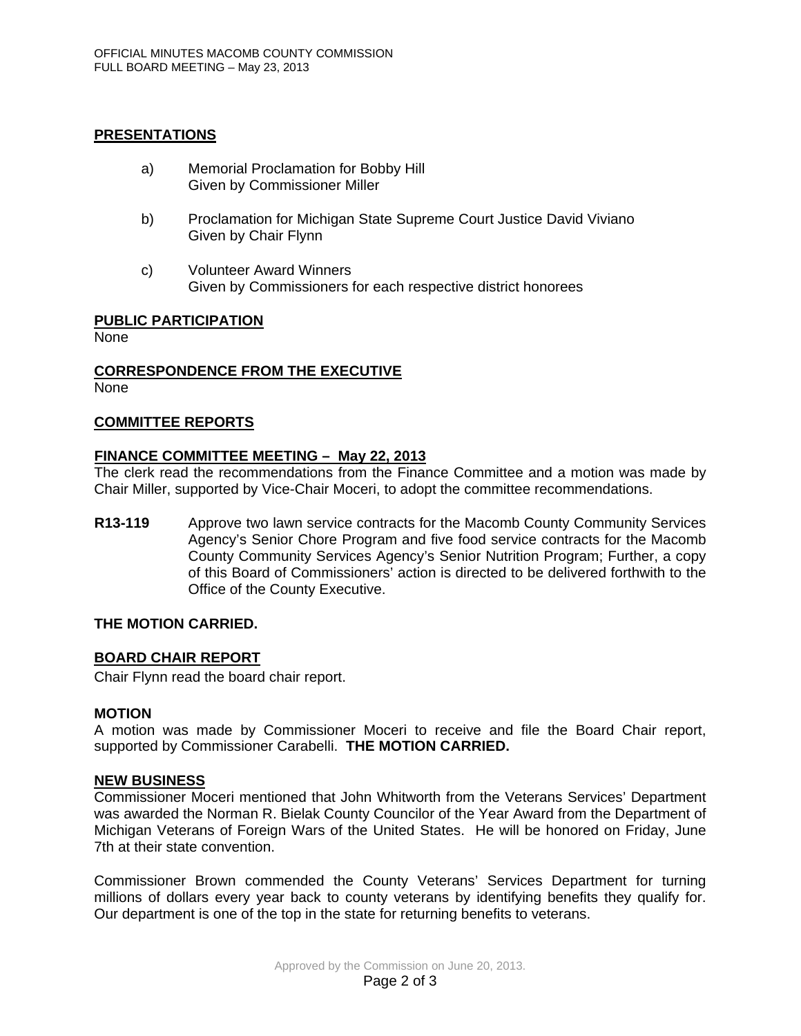## PRESENTATIONS

a) Memorial Proclamation for Bobby Hill
Given by Commissioner Miller

b) Proclamation for Michigan State Supreme Court Justice David Viviano
Given by Chair Flynn

c) Volunteer Award Winners
Given by Commissioners for each respective district honorees

## PUBLIC PARTICIPATION

None

## CORRESPONDENCE FROM THE EXECUTIVE

None

## COMMITTEE REPORTS

### FINANCE COMMITTEE MEETING – May 22, 2013

The clerk read the recommendations from the Finance Committee and a motion was made by Chair Miller, supported by Vice-Chair Moceri, to adopt the committee recommendations.

**R13-119** Approve two lawn service contracts for the Macomb County Community Services Agency's Senior Chore Program and five food service contracts for the Macomb County Community Services Agency's Senior Nutrition Program; Further, a copy of this Board of Commissioners' action is directed to be delivered forthwith to the Office of the County Executive.

**THE MOTION CARRIED.**

## BOARD CHAIR REPORT

Chair Flynn read the board chair report.

**MOTION**

A motion was made by Commissioner Moceri to receive and file the Board Chair report, supported by Commissioner Carabelli. **THE MOTION CARRIED.**

## NEW BUSINESS

Commissioner Moceri mentioned that John Whitworth from the Veterans Services' Department was awarded the Norman R. Bielak County Councilor of the Year Award from the Department of Michigan Veterans of Foreign Wars of the United States. He will be honored on Friday, June 7th at their state convention.

Commissioner Brown commended the County Veterans' Services Department for turning millions of dollars every year back to county veterans by identifying benefits they qualify for. Our department is one of the top in the state for returning benefits to veterans.

Approved by the Commission on June 20, 2013.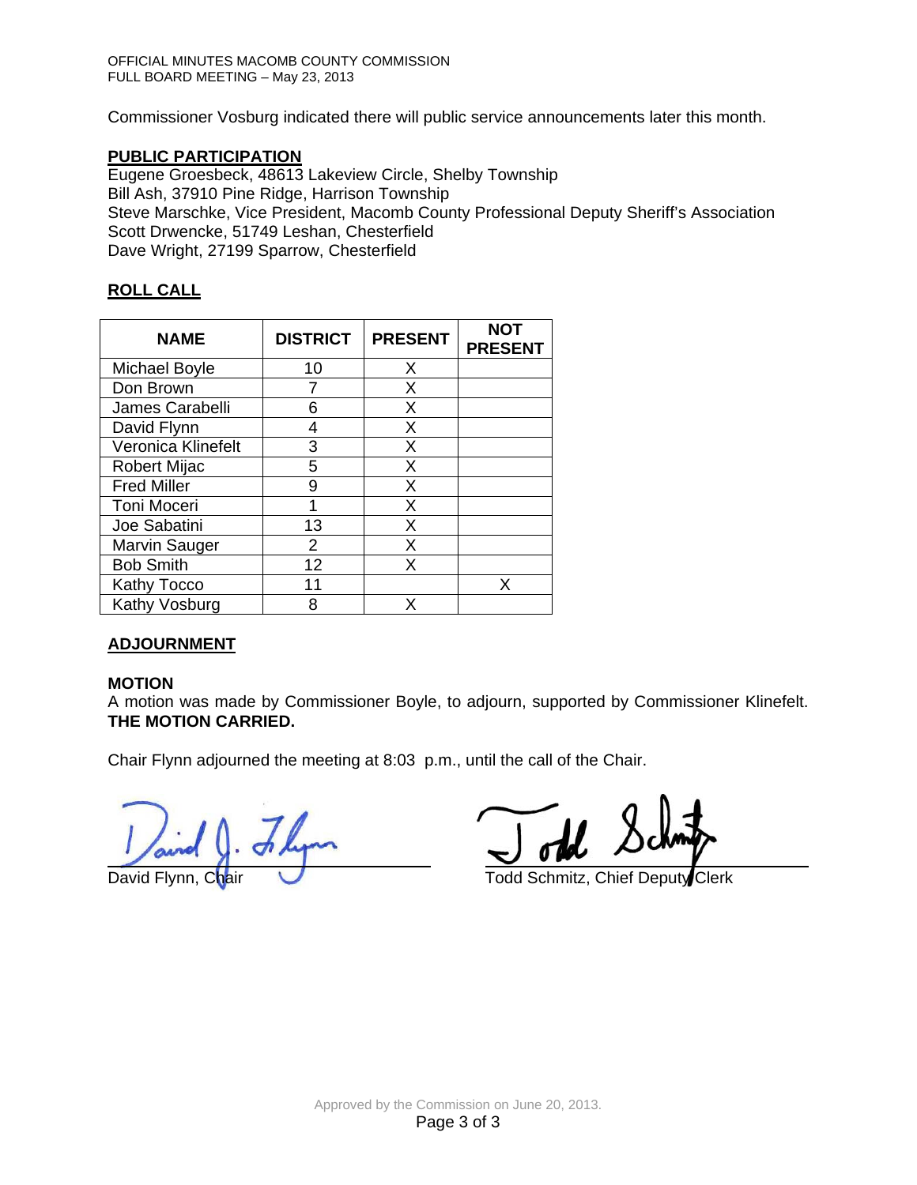Commissioner Vosburg indicated there will public service announcements later this month.

## PUBLIC PARTICIPATION

Eugene Groesbeck, 48613 Lakeview Circle, Shelby Township
Bill Ash, 37910 Pine Ridge, Harrison Township
Steve Marschke, Vice President, Macomb County Professional Deputy Sheriff's Association
Scott Drwencke, 51749 Leshan, Chesterfield
Dave Wright, 27199 Sparrow, Chesterfield

## ROLL CALL

| NAME | DISTRICT | PRESENT | NOT PRESENT |
|---|---|---|---|
| Michael Boyle | 10 | X | |
| Don Brown | 7 | X | |
| James Carabelli | 6 | X | |
| David Flynn | 4 | X | |
| Veronica Klinefelt | 3 | X | |
| Robert Mijac | 5 | X | |
| Fred Miller | 9 | X | |
| Toni Moceri | 1 | X | |
| Joe Sabatini | 13 | X | |
| Marvin Sauger | 2 | X | |
| Bob Smith | 12 | X | |
| Kathy Tocco | 11 | | X |
| Kathy Vosburg | 8 | X | |

## ADJOURNMENT

**MOTION**
A motion was made by Commissioner Boyle, to adjourn, supported by Commissioner Klinefelt.
**THE MOTION CARRIED.**

Chair Flynn adjourned the meeting at 8:03 p.m., until the call of the Chair.

David Flynn, Chair

Todd Schmitz, Chief Deputy Clerk

Approved by the Commission on June 20, 2013.